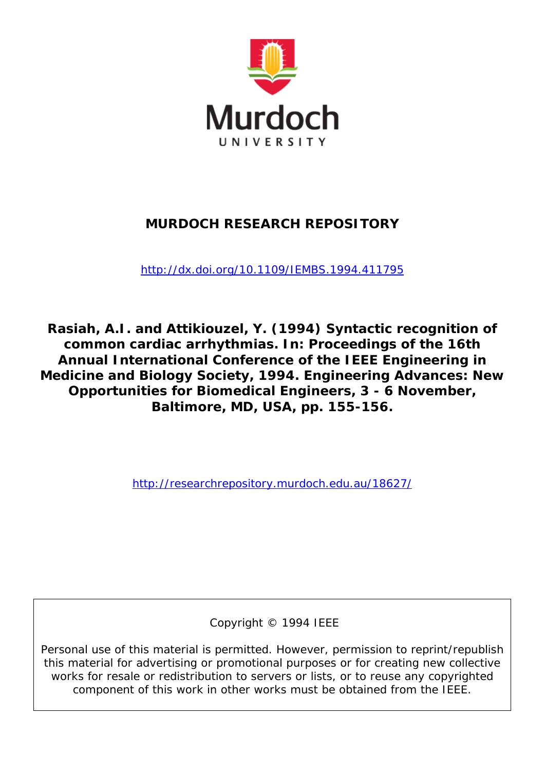Murdoch
UNIVERSITY

# MURDOCH RESEARCH REPOSITORY

http://dx.doi.org/10.1109/IEMBS.1994.411795

**Rasiah, A.I. and Attikiouzel, Y. (1994) Syntactic recognition of common cardiac arrhythmias. In: Proceedings of the 16th Annual International Conference of the IEEE Engineering in Medicine and Biology Society, 1994. Engineering Advances: New Opportunities for Biomedical Engineers, 3 - 6 November, Baltimore, MD, USA, pp. 155-156.**

http://researchrepository.murdoch.edu.au/18627/

Copyright © 1994 IEEE

Personal use of this material is permitted. However, permission to reprint/republish this material for advertising or promotional purposes or for creating new collective works for resale or redistribution to servers or lists, or to reuse any copyrighted component of this work in other works must be obtained from the IEEE.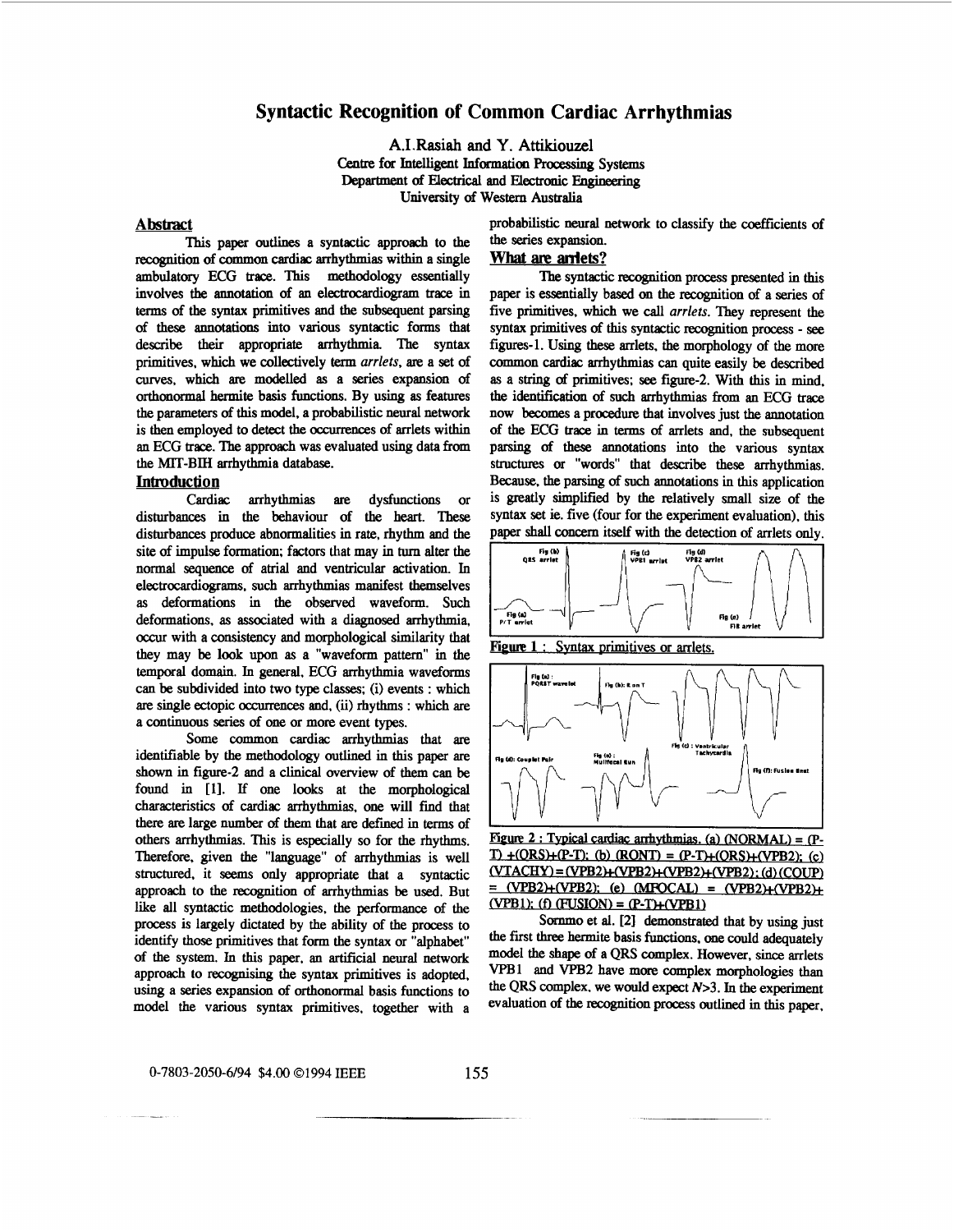# Syntactic Recognition of Common Cardiac Arrhythmias

A.I.Rasiah and Y. Attikiouzel
Centre for Intelligent Information Processing Systems
Department of Electrical and Electronic Engineering
University of Western Australia

## Abstract

This paper outlines a syntactic approach to the recognition of common cardiac arrhythmias within a single ambulatory ECG trace. This methodology essentially involves the annotation of an electrocardiogram trace in terms of the syntax primitives and the subsequent parsing of these annotations into various syntactic forms that describe their appropriate arrhythmia. The syntax primitives, which we collectively term *arrlets*, are a set of curves, which are modelled as a series expansion of orthonormal hermite basis functions. By using as features the parameters of this model, a probabilistic neural network is then employed to detect the occurrences of arrlets within an ECG trace. The approach was evaluated using data from the MIT-BIH arrhythmia database.

## Introduction

Cardiac arrhythmias are dysfunctions or disturbances in the behaviour of the heart. These disturbances produce abnormalities in rate, rhythm and the site of impulse formation; factors that may in turn alter the normal sequence of atrial and ventricular activation. In electrocardiograms, such arrhythmias manifest themselves as deformations in the observed waveform. Such deformations, as associated with a diagnosed arrhythmia, occur with a consistency and morphological similarity that they may be look upon as a "waveform pattern" in the temporal domain. In general, ECG arrhythmia waveforms can be subdivided into two type classes; (i) events : which are single ectopic occurrences and, (ii) rhythms : which are a continuous series of one or more event types.

Some common cardiac arrhythmias that are identifiable by the methodology outlined in this paper are shown in figure-2 and a clinical overview of them can be found in [1]. If one looks at the morphological characteristics of cardiac arrhythmias, one will find that there are large number of them that are defined in terms of others arrhythmias. This is especially so for the rhythms. Therefore, given the "language" of arrhythmias is well structured, it seems only appropriate that a syntactic approach to the recognition of arrhythmias be used. But like all syntactic methodologies, the performance of the process is largely dictated by the ability of the process to identify those primitives that form the syntax or "alphabet" of the system. In this paper, an artificial neural network approach to recognising the syntax primitives is adopted, using a series expansion of orthonormal basis functions to model the various syntax primitives, together with a probabilistic neural network to classify the coefficients of the series expansion.

## What are arrlets?

The syntactic recognition process presented in this paper is essentially based on the recognition of a series of five primitives, which we call *arrlets*. They represent the syntax primitives of this syntactic recognition process - see figures-1. Using these arrlets, the morphology of the more common cardiac arrhythmias can quite easily be described as a string of primitives; see figure-2. With this in mind, the identification of such arrhythmias from an ECG trace now becomes a procedure that involves just the annotation of the ECG trace in terms of arrlets and, the subsequent parsing of these annotations into the various syntax structures or "words" that describe these arrhythmias. Because, the parsing of such annotations in this application is greatly simplified by the relatively small size of the syntax set ie. five (four for the experiment evaluation), this paper shall concern itself with the detection of arrlets only.

Fig (a) P/T arrlet; Fig (b) QRS arrlet; Fig (c) VPB1 arrlet; Fig (d) VPB2 arrlet; Fig (e) FIB arrlet

Figure 1 : Syntax primitives or arrlets.

Fig (a): PQRST wavelet; Fig (b): R on T; Fig (c): Ventricular Tachycardia; Fig (d): Couplet Pair; Fig (e): Multifocal Run; Fig (f): Fusion Beat

Figure 2 : Typical cardiac arrhythmias. (a) (NORMAL) = (P-T) +(QRS)+(P-T); (b) (RONT) = (P-T)+(QRS)+(VPB2); (c) (VTACHY) = (VPB2)+(VPB2)+(VPB2)+(VPB2); (d) (COUP) = (VPB2)+(VPB2); (e) (MFOCAL) = (VPB2)+(VPB2)+ (VPB1); (f) (FUSION) = (P-T)+(VPB1)

Sornmo et al. [2] demonstrated that by using just the first three hermite basis functions, one could adequately model the shape of a QRS complex. However, since arrlets VPB1 and VPB2 have more complex morphologies than the QRS complex, we would expect $N>3$. In the experiment evaluation of the recognition process outlined in this paper,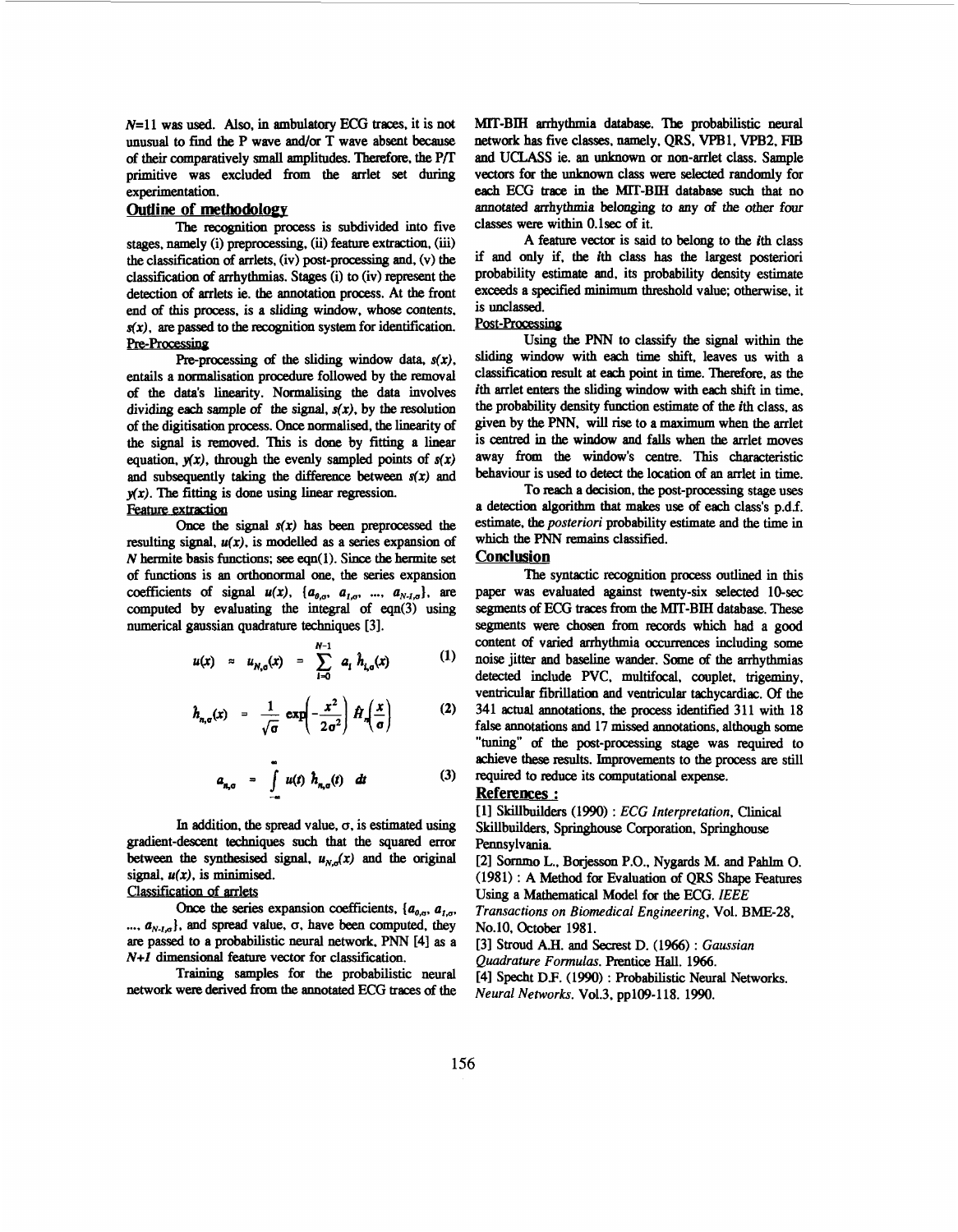$N$=11 was used. Also, in ambulatory ECG traces, it is not unusual to find the P wave and/or T wave absent because of their comparatively small amplitudes. Therefore, the P/T primitive was excluded from the arrlet set during experimentation.

## Outline of methodology

The recognition process is subdivided into five stages, namely (i) preprocessing, (ii) feature extraction, (iii) the classification of arrlets, (iv) post-processing and, (v) the classification of arrhythmias. Stages (i) to (iv) represent the detection of arrlets ie. the annotation process. At the front end of this process, is a sliding window, whose contents, $s(x)$, are passed to the recognition system for identification.

### Pre-Processing

Pre-processing of the sliding window data, $s(x)$, entails a normalisation procedure followed by the removal of the data's linearity. Normalising the data involves dividing each sample of the signal, $s(x)$, by the resolution of the digitisation process. Once normalised, the linearity of the signal is removed. This is done by fitting a linear equation, $y(x)$, through the evenly sampled points of $s(x)$ and subsequently taking the difference between $s(x)$ and $y(x)$. The fitting is done using linear regression.

### Feature extraction

Once the signal $s(x)$ has been preprocessed the resulting signal, $u(x)$, is modelled as a series expansion of $N$ hermite basis functions; see eqn(1). Since the hermite set of functions is an orthonormal one, the series expansion coefficients of signal $u(x)$, $\{a_{0,\sigma}, a_{1,\sigma}, \ldots, a_{N-1,\sigma}\}$, are computed by evaluating the integral of eqn(3) using numerical gaussian quadrature techniques [3].

$$u(x) \approx u_{N,\sigma}(x) = \sum_{i=0}^{N-1} a_i \, \hat{h}_{i,\sigma}(x) \tag{1}$$

$$\hat{h}_{n,\sigma}(x) = \frac{1}{\sqrt{\sigma}} \exp\left(-\frac{x^2}{2\sigma^2}\right) \hat{H}_n\left(\frac{x}{\sigma}\right) \tag{2}$$

$$a_{n,\sigma} = \int_{-\infty}^{\infty} u(t) \, \hat{h}_{n,\sigma}(t) \; dt \tag{3}$$

In addition, the spread value, $\sigma$, is estimated using gradient-descent techniques such that the squared error between the synthesised signal, $u_{N,\sigma}(x)$ and the original signal, $u(x)$, is minimised.

### Classification of arrlets

Once the series expansion coefficients, $\{a_{0,\sigma}, a_{1,\sigma}, \ldots, a_{N-1,\sigma}\}$, and spread value, $\sigma$, have been computed, they are passed to a probabilistic neural network, PNN [4] as a $N+1$ dimensional feature vector for classification.

Training samples for the probabilistic neural network were derived from the annotated ECG traces of the MIT-BIH arrhythmia database. The probabilistic neural network has five classes, namely, QRS, VPB1, VPB2, FIB and UCLASS ie. an unknown or non-arrlet class. Sample vectors for the unknown class were selected randomly for each ECG trace in the MIT-BIH database such that no annotated arrhythmia belonging to any of the other four classes were within 0.1sec of it.

A feature vector is said to belong to the $i$th class if and only if, the $i$th class has the largest posteriori probability estimate and, its probability density estimate exceeds a specified minimum threshold value; otherwise, it is unclassed.

### Post-Processing

Using the PNN to classify the signal within the sliding window with each time shift, leaves us with a classification result at each point in time. Therefore, as the $i$th arrlet enters the sliding window with each shift in time, the probability density function estimate of the $i$th class, as given by the PNN, will rise to a maximum when the arrlet is centred in the window and falls when the arrlet moves away from the window's centre. This characteristic behaviour is used to detect the location of an arrlet in time.

To reach a decision, the post-processing stage uses a detection algorithm that makes use of each class's p.d.f. estimate, the *posteriori* probability estimate and the time in which the PNN remains classified.

## Conclusion

The syntactic recognition process outlined in this paper was evaluated against twenty-six selected 10-sec segments of ECG traces from the MIT-BIH database. These segments were chosen from records which had a good content of varied arrhythmia occurrences including some noise jitter and baseline wander. Some of the arrhythmias detected include PVC, multifocal, couplet, trigeminy, ventricular fibrillation and ventricular tachycardiac. Of the 341 actual annotations, the process identified 311 with 18 false annotations and 17 missed annotations, although some "tuning" of the post-processing stage was required to achieve these results. Improvements to the process are still required to reduce its computational expense.

## References :

[1] Skillbuilders (1990) : *ECG Interpretation*, Clinical Skillbuilders, Springhouse Corporation, Springhouse Pennsylvania.

[2] Sornmo L., Borjesson P.O., Nygards M. and Pahlm O. (1981) : A Method for Evaluation of QRS Shape Features Using a Mathematical Model for the ECG. *IEEE Transactions on Biomedical Engineering*, Vol. BME-28, No.10, October 1981.

[3] Stroud A.H. and Secrest D. (1966) : *Gaussian Quadrature Formulas*. Prentice Hall. 1966.

[4] Specht D.F. (1990) : Probabilistic Neural Networks. *Neural Networks*. Vol.3, pp109-118. 1990.